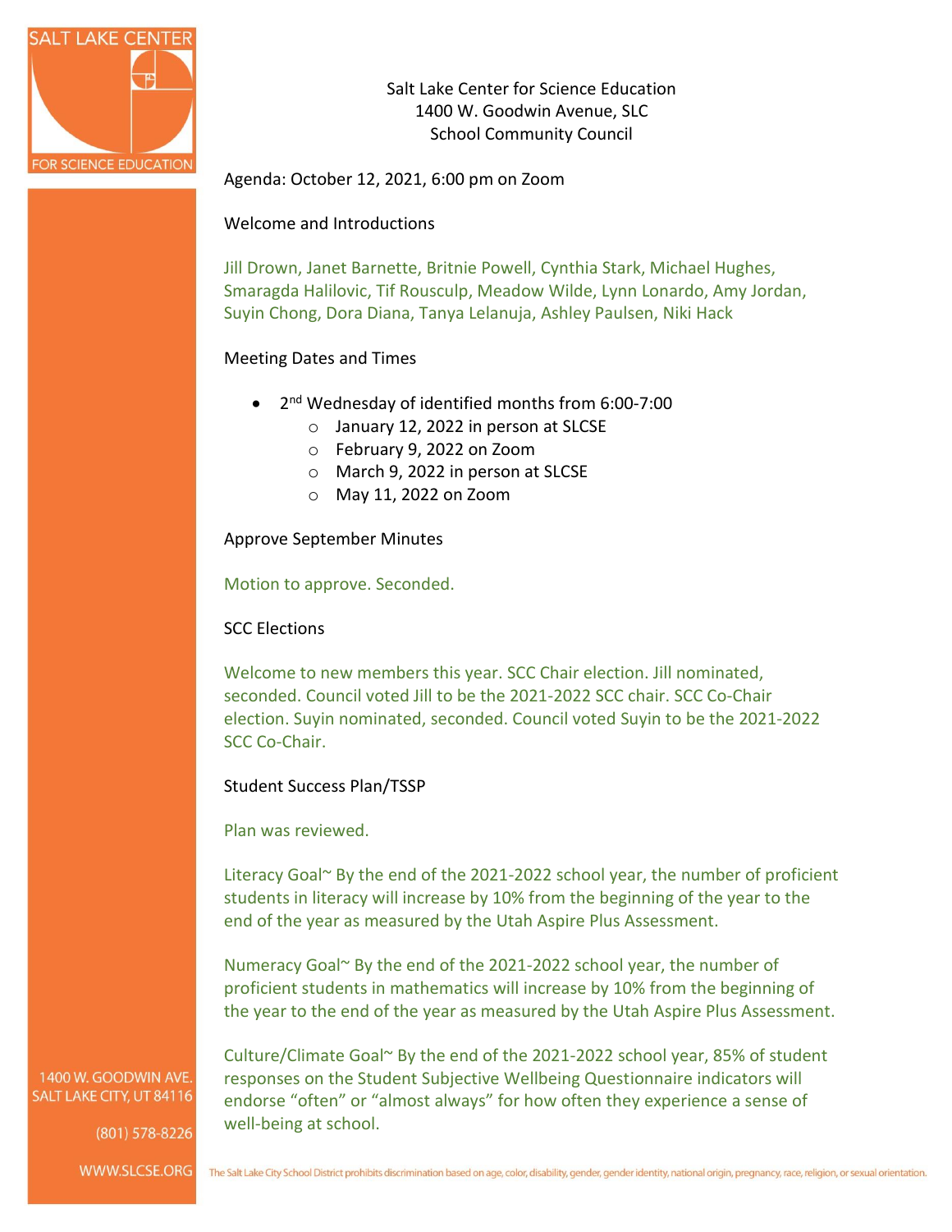Salt Lake Center for Science Education
1400 W. Goodwin Avenue, SLC
School Community Council

Agenda: October 12, 2021, 6:00 pm on Zoom

Welcome and Introductions

Jill Drown, Janet Barnette, Britnie Powell, Cynthia Stark, Michael Hughes, Smaragda Halilovic, Tif Rousculp, Meadow Wilde, Lynn Lonardo, Amy Jordan, Suyin Chong, Dora Diana, Tanya Lelanuja, Ashley Paulsen, Niki Hack

Meeting Dates and Times

- 2nd Wednesday of identified months from 6:00-7:00
    - January 12, 2022 in person at SLCSE
    - February 9, 2022 on Zoom
    - March 9, 2022 in person at SLCSE
    - May 11, 2022 on Zoom

Approve September Minutes

Motion to approve. Seconded.

SCC Elections

Welcome to new members this year. SCC Chair election. Jill nominated, seconded. Council voted Jill to be the 2021-2022 SCC chair. SCC Co-Chair election. Suyin nominated, seconded. Council voted Suyin to be the 2021-2022 SCC Co-Chair.

Student Success Plan/TSSP

Plan was reviewed.

Literacy Goal~ By the end of the 2021-2022 school year, the number of proficient students in literacy will increase by 10% from the beginning of the year to the end of the year as measured by the Utah Aspire Plus Assessment.

Numeracy Goal~ By the end of the 2021-2022 school year, the number of proficient students in mathematics will increase by 10% from the beginning of the year to the end of the year as measured by the Utah Aspire Plus Assessment.

Culture/Climate Goal~ By the end of the 2021-2022 school year, 85% of student responses on the Student Subjective Wellbeing Questionnaire indicators will endorse "often" or "almost always" for how often they experience a sense of well-being at school.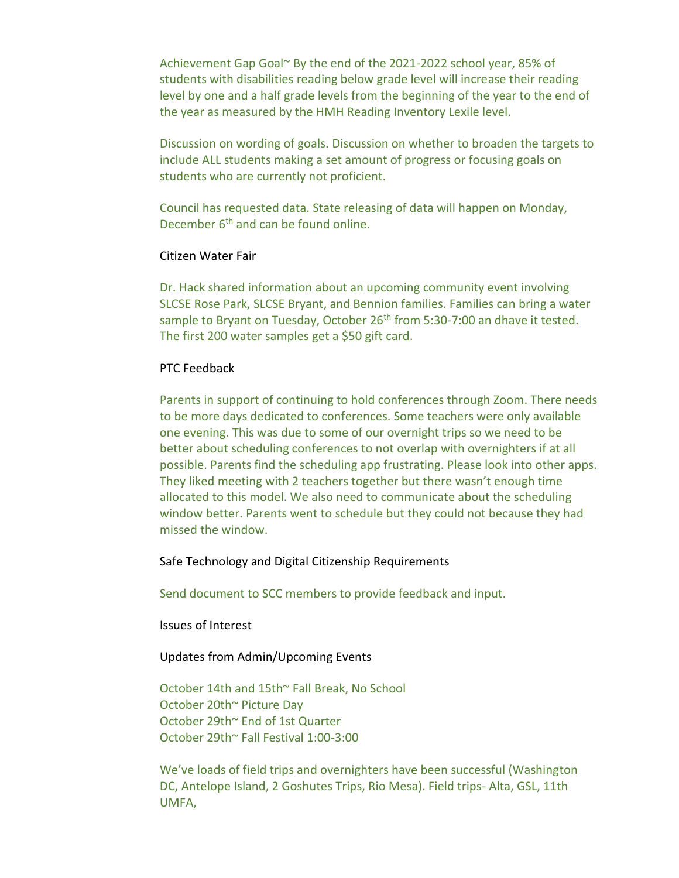Achievement Gap Goal~ By the end of the 2021-2022 school year, 85% of students with disabilities reading below grade level will increase their reading level by one and a half grade levels from the beginning of the year to the end of the year as measured by the HMH Reading Inventory Lexile level.

Discussion on wording of goals. Discussion on whether to broaden the targets to include ALL students making a set amount of progress or focusing goals on students who are currently not proficient.

Council has requested data. State releasing of data will happen on Monday, December 6th and can be found online.

Citizen Water Fair

Dr. Hack shared information about an upcoming community event involving SLCSE Rose Park, SLCSE Bryant, and Bennion families. Families can bring a water sample to Bryant on Tuesday, October 26th from 5:30-7:00 an dhave it tested. The first 200 water samples get a $50 gift card.

PTC Feedback

Parents in support of continuing to hold conferences through Zoom. There needs to be more days dedicated to conferences. Some teachers were only available one evening. This was due to some of our overnight trips so we need to be better about scheduling conferences to not overlap with overnighters if at all possible. Parents find the scheduling app frustrating. Please look into other apps. They liked meeting with 2 teachers together but there wasn't enough time allocated to this model. We also need to communicate about the scheduling window better. Parents went to schedule but they could not because they had missed the window.

Safe Technology and Digital Citizenship Requirements

Send document to SCC members to provide feedback and input.

Issues of Interest

Updates from Admin/Upcoming Events

October 14th and 15th~ Fall Break, No School
October 20th~ Picture Day
October 29th~ End of 1st Quarter
October 29th~ Fall Festival 1:00-3:00

We've loads of field trips and overnighters have been successful (Washington DC, Antelope Island, 2 Goshutes Trips, Rio Mesa). Field trips- Alta, GSL, 11th UMFA,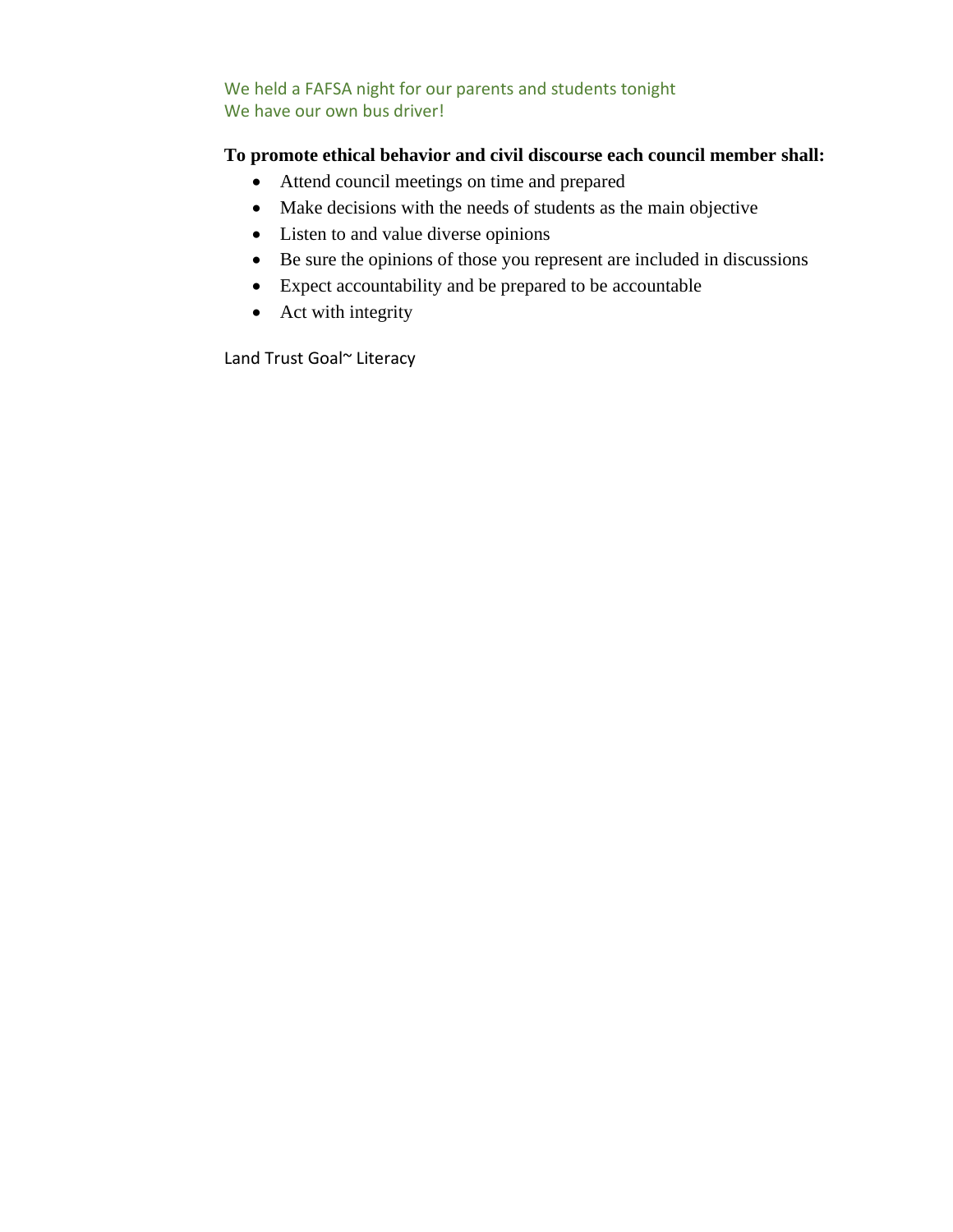We held a FAFSA night for our parents and students tonight
We have our own bus driver!

**To promote ethical behavior and civil discourse each council member shall:**

- Attend council meetings on time and prepared
- Make decisions with the needs of students as the main objective
- Listen to and value diverse opinions
- Be sure the opinions of those you represent are included in discussions
- Expect accountability and be prepared to be accountable
- Act with integrity

Land Trust Goal~ Literacy